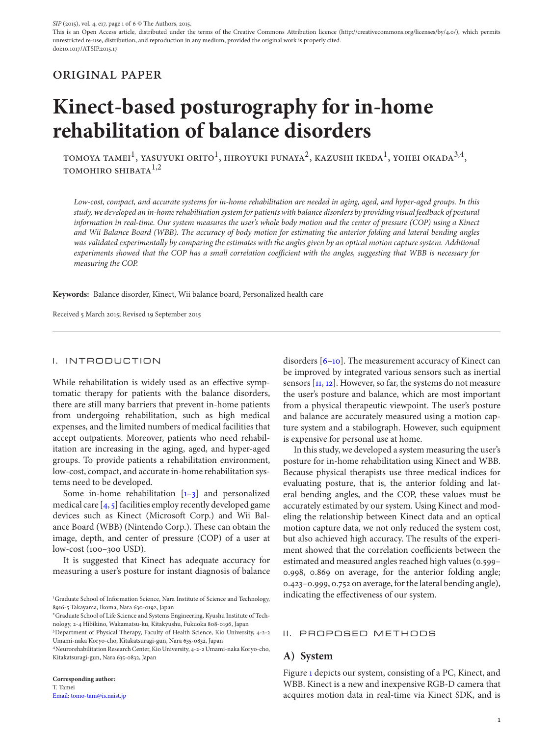SIP (2015), vol. 4, e17, page 1 of 6 © The Authors, 2015.
This is an Open Access article, distributed under the terms of the Creative Commons Attribution licence (http://creativecommons.org/licenses/by/4.0/), which permits unrestricted re-use, distribution, and reproduction in any medium, provided the original work is properly cited.
doi:10.1017/ATSIP.2015.17

ORIGINAL PAPER

# Kinect-based posturography for in-home rehabilitation of balance disorders

TOMOYA TAMEI[1], YASUYUKI ORITO[1], HIROYUKI FUNAYA[2], KAZUSHI IKEDA[1], YOHEI OKADA[3,4], TOMOHIRO SHIBATA[1,2]

*Low-cost, compact, and accurate systems for in-home rehabilitation are needed in aging, aged, and hyper-aged groups. In this study, we developed an in-home rehabilitation system for patients with balance disorders by providing visual feedback of postural information in real-time. Our system measures the user's whole body motion and the center of pressure (COP) using a Kinect and Wii Balance Board (WBB). The accuracy of body motion for estimating the anterior folding and lateral bending angles was validated experimentally by comparing the estimates with the angles given by an optical motion capture system. Additional experiments showed that the COP has a small correlation coefficient with the angles, suggesting that WBB is necessary for measuring the COP.*

**Keywords:** Balance disorder, Kinect, Wii balance board, Personalized health care

Received 5 March 2015; Revised 19 September 2015

## I. INTRODUCTION

While rehabilitation is widely used as an effective symptomatic therapy for patients with the balance disorders, there are still many barriers that prevent in-home patients from undergoing rehabilitation, such as high medical expenses, and the limited numbers of medical facilities that accept outpatients. Moreover, patients who need rehabilitation are increasing in the aging, aged, and hyper-aged groups. To provide patients a rehabilitation environment, low-cost, compact, and accurate in-home rehabilitation systems need to be developed.

Some in-home rehabilitation [1–3] and personalized medical care [4, 5] facilities employ recently developed game devices such as Kinect (Microsoft Corp.) and Wii Balance Board (WBB) (Nintendo Corp.). These can obtain the image, depth, and center of pressure (COP) of a user at low-cost (100–300 USD).

It is suggested that Kinect has adequate accuracy for measuring a user's posture for instant diagnosis of balance disorders [6–10]. The measurement accuracy of Kinect can be improved by integrated various sensors such as inertial sensors [11, 12]. However, so far, the systems do not measure the user's posture and balance, which are most important from a physical therapeutic viewpoint. The user's posture and balance are accurately measured using a motion capture system and a stabilograph. However, such equipment is expensive for personal use at home.

In this study, we developed a system measuring the user's posture for in-home rehabilitation using Kinect and WBB. Because physical therapists use three medical indices for evaluating posture, that is, the anterior folding and lateral bending angles, and the COP, these values must be accurately estimated by our system. Using Kinect and modeling the relationship between Kinect data and an optical motion capture data, we not only reduced the system cost, but also achieved high accuracy. The results of the experiment showed that the correlation coefficients between the estimated and measured angles reached high values (0.599–0.998, 0.869 on average, for the anterior folding angle; 0.423–0.999, 0.752 on average, for the lateral bending angle), indicating the effectiveness of our system.

## II. PROPOSED METHODS

### A) System

Figure 1 depicts our system, consisting of a PC, Kinect, and WBB. Kinect is a new and inexpensive RGB-D camera that acquires motion data in real-time via Kinect SDK, and is

[1]Graduate School of Information Science, Nara Institute of Science and Technology, 8916-5 Takayama, Ikoma, Nara 630-0192, Japan
[2]Graduate School of Life Science and Systems Engineering, Kyushu Institute of Technology, 2-4 Hibikino, Wakamatsu-ku, Kitakyushu, Fukuoka 808-0196, Japan
[3]Department of Physical Therapy, Faculty of Health Science, Kio University, 4-2-2 Umami-naka Koryo-cho, Kitatsuragi-gun, Nara 635-0832, Japan
[4]Neurorehabilitation Research Center, Kio University, 4-2-2 Umami-naka Koryo-cho, Kitatsuragi-gun, Nara 635-0832, Japan

**Corresponding author:**
T. Tamei
Email: tomo-tam@is.naist.jp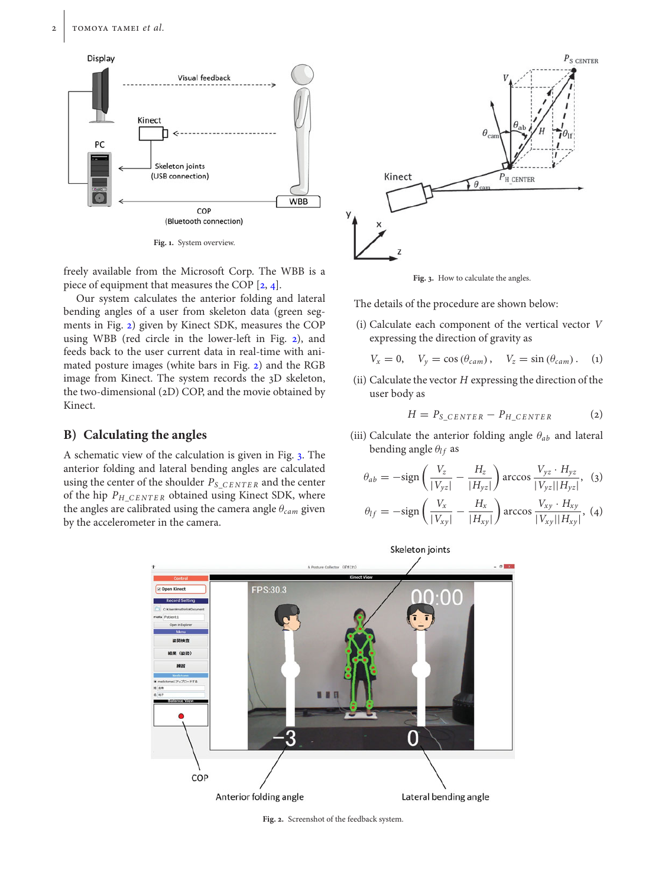Fig. 1. System overview.

freely available from the Microsoft Corp. The WBB is a piece of equipment that measures the COP [2, 4].

Our system calculates the anterior folding and lateral bending angles of a user from skeleton data (green segments in Fig. 2) given by Kinect SDK, measures the COP using WBB (red circle in the lower-left in Fig. 2), and feeds back to the user current data in real-time with animated posture images (white bars in Fig. 2) and the RGB image from Kinect. The system records the 3D skeleton, the two-dimensional (2D) COP, and the movie obtained by Kinect.

## B) Calculating the angles

A schematic view of the calculation is given in Fig. 3. The anterior folding and lateral bending angles are calculated using the center of the shoulder $P_{S\_CENTER}$ and the center of the hip $P_{H\_CENTER}$ obtained using Kinect SDK, where the angles are calibrated using the camera angle $\theta_{cam}$ given by the accelerometer in the camera.

Fig. 3. How to calculate the angles.

The details of the procedure are shown below:

(i) Calculate each component of the vertical vector $V$ expressing the direction of gravity as

$$V_x = 0, \quad V_y = \cos(\theta_{cam}), \quad V_z = \sin(\theta_{cam}). \quad (1)$$

(ii) Calculate the vector $H$ expressing the direction of the user body as

$$H = P_{S\_CENTER} - P_{H\_CENTER} \quad (2)$$

(iii) Calculate the anterior folding angle $\theta_{ab}$ and lateral bending angle $\theta_{lf}$ as

$$\theta_{ab} = -\mathrm{sign}\left(\frac{V_z}{|V_{yz}|} - \frac{H_z}{|H_{yz}|}\right) \arccos \frac{V_{yz} \cdot H_{yz}}{|V_{yz}||H_{yz}|}, \quad (3)$$

$$\theta_{lf} = -\mathrm{sign}\left(\frac{V_x}{|V_{xy}|} - \frac{H_x}{|H_{xy}|}\right) \arccos \frac{V_{xy} \cdot H_{xy}}{|V_{xy}||H_{xy}|}, \quad (4)$$

Fig. 2. Screenshot of the feedback system.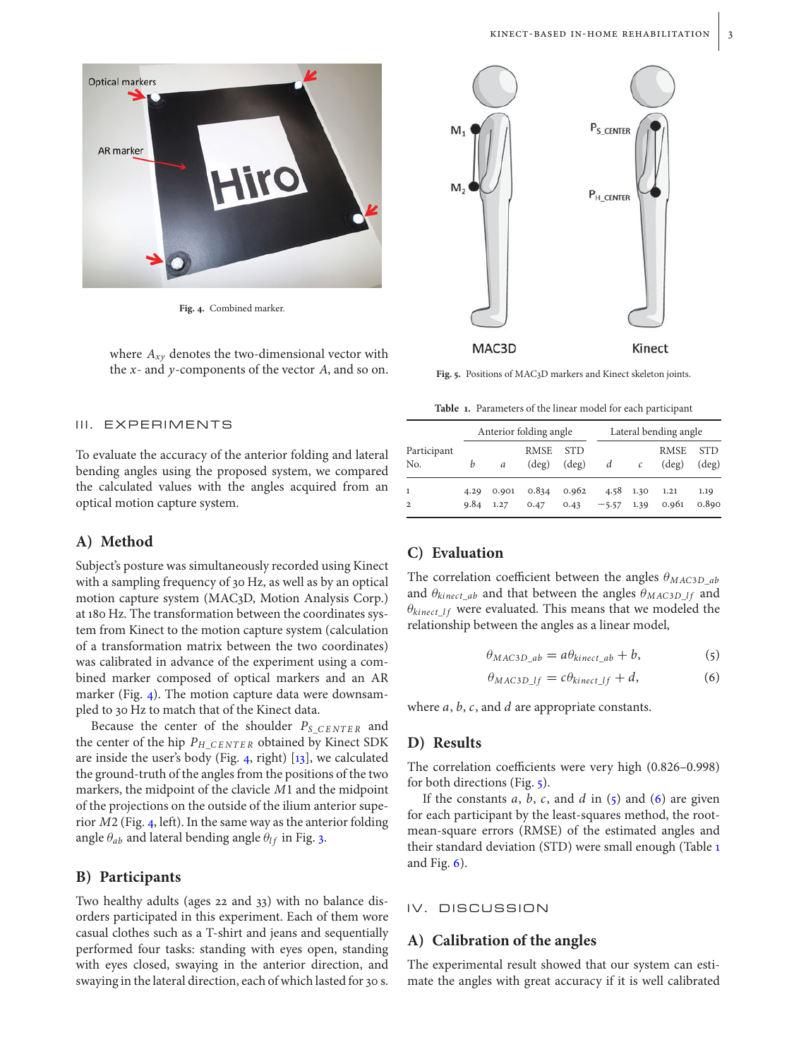Fig. 4. Combined marker.

where $A_{xy}$ denotes the two-dimensional vector with the $x$- and $y$-components of the vector $A$, and so on.

Fig. 5. Positions of MAC3D markers and Kinect skeleton joints.

## III. EXPERIMENTS

To evaluate the accuracy of the anterior folding and lateral bending angles using the proposed system, we compared the calculated values with the angles acquired from an optical motion capture system.

### A) Method

Subject's posture was simultaneously recorded using Kinect with a sampling frequency of 30 Hz, as well as by an optical motion capture system (MAC3D, Motion Analysis Corp.) at 180 Hz. The transformation between the coordinates system from Kinect to the motion capture system (calculation of a transformation matrix between the two coordinates) was calibrated in advance of the experiment using a combined marker composed of optical markers and an AR marker (Fig. 4). The motion capture data were downsampled to 30 Hz to match that of the Kinect data.

Because the center of the shoulder $P_{S\_CENTER}$ and the center of the hip $P_{H\_CENTER}$ obtained by Kinect SDK are inside the user's body (Fig. 4, right) [13], we calculated the ground-truth of the angles from the positions of the two markers, the midpoint of the clavicle $M1$ and the midpoint of the projections on the outside of the ilium anterior superior $M2$ (Fig. 4, left). In the same way as the anterior folding angle $\theta_{ab}$ and lateral bending angle $\theta_{lf}$ in Fig. 3.

### B) Participants

Two healthy adults (ages 22 and 33) with no balance disorders participated in this experiment. Each of them wore casual clothes such as a T-shirt and jeans and sequentially performed four tasks: standing with eyes open, standing with eyes closed, swaying in the anterior direction, and swaying in the lateral direction, each of which lasted for 30 s.

Table 1. Parameters of the linear model for each participant

| Participant No. | Anterior folding angle | | | | Lateral bending angle | | | |
|---|---|---|---|---|---|---|---|---|
| | $b$ | $a$ | RMSE (deg) | STD (deg) | $d$ | $c$ | RMSE (deg) | STD (deg) |
| 1 | 4.29 | 0.901 | 0.834 | 0.962 | 4.58 | 1.30 | 1.21 | 1.19 |
| 2 | 9.84 | 1.27 | 0.47 | 0.43 | −5.57 | 1.39 | 0.961 | 0.890 |

### C) Evaluation

The correlation coefficient between the angles $\theta_{MAC3D\_ab}$ and $\theta_{kinect\_ab}$ and that between the angles $\theta_{MAC3D\_lf}$ and $\theta_{kinect\_lf}$ were evaluated. This means that we modeled the relationship between the angles as a linear model,

$$\theta_{MAC3D\_ab} = a\theta_{kinect\_ab} + b, \tag{5}$$

$$\theta_{MAC3D\_lf} = c\theta_{kinect\_lf} + d, \tag{6}$$

where $a$, $b$, $c$, and $d$ are appropriate constants.

### D) Results

The correlation coefficients were very high (0.826–0.998) for both directions (Fig. 5).

If the constants $a$, $b$, $c$, and $d$ in (5) and (6) are given for each participant by the least-squares method, the root-mean-square errors (RMSE) of the estimated angles and their standard deviation (STD) were small enough (Table 1 and Fig. 6).

## IV. DISCUSSION

### A) Calibration of the angles

The experimental result showed that our system can estimate the angles with great accuracy if it is well calibrated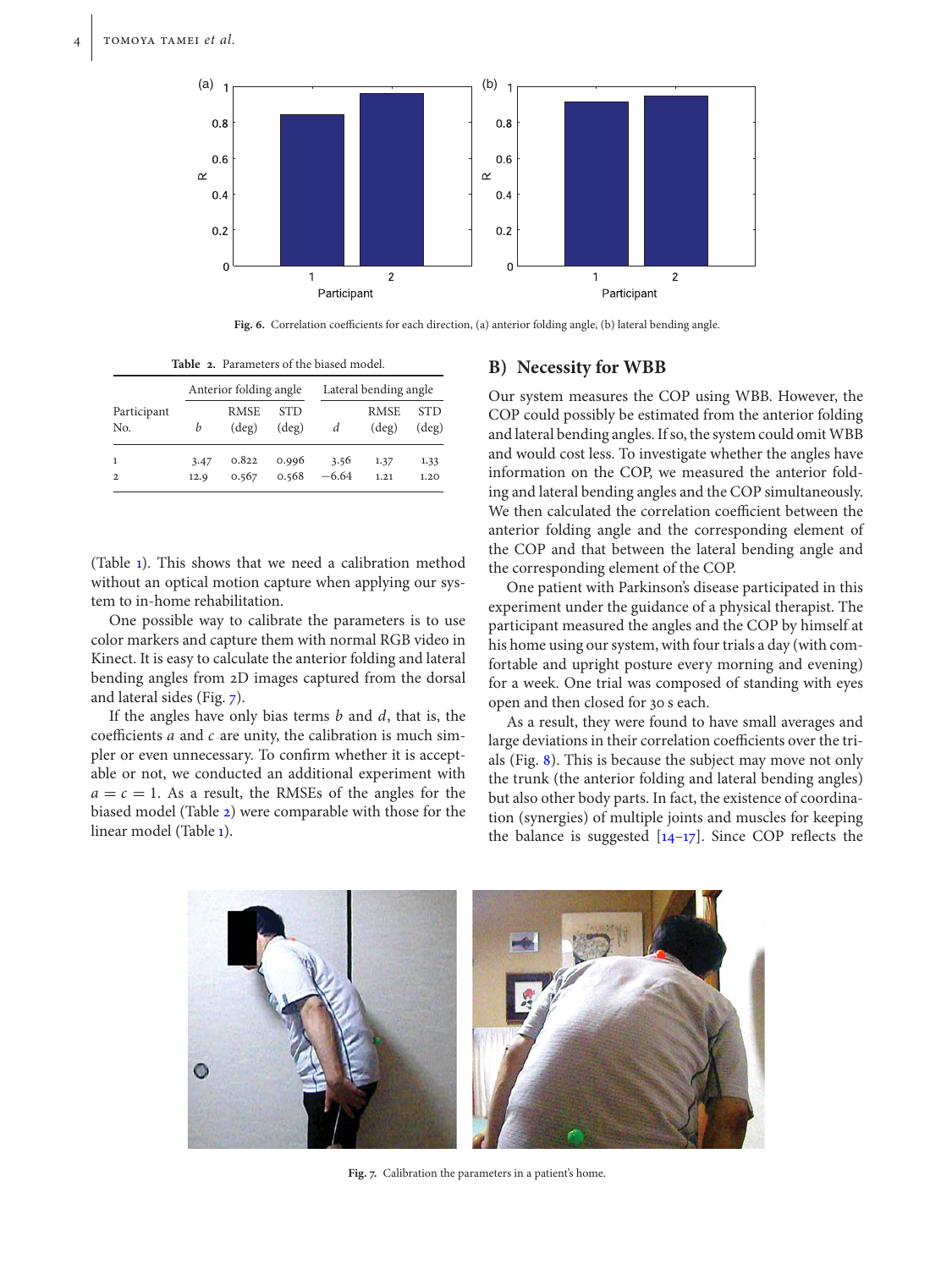Fig. 6. Correlation coefficients for each direction, (a) anterior folding angle, (b) lateral bending angle.

Table 2. Parameters of the biased model.

| Participant No. | Anterior folding angle | | | Lateral bending angle | | |
|---|---|---|---|---|---|---|
| | $b$ | RMSE (deg) | STD (deg) | $d$ | RMSE (deg) | STD (deg) |
| 1 | 3.47 | 0.822 | 0.996 | 3.56 | 1.37 | 1.33 |
| 2 | 12.9 | 0.567 | 0.568 | −6.64 | 1.21 | 1.20 |

(Table 1). This shows that we need a calibration method without an optical motion capture when applying our system to in-home rehabilitation.

One possible way to calibrate the parameters is to use color markers and capture them with normal RGB video in Kinect. It is easy to calculate the anterior folding and lateral bending angles from 2D images captured from the dorsal and lateral sides (Fig. 7).

If the angles have only bias terms $b$ and $d$, that is, the coefficients $a$ and $c$ are unity, the calibration is much simpler or even unnecessary. To confirm whether it is acceptable or not, we conducted an additional experiment with $a = c = 1$. As a result, the RMSEs of the angles for the biased model (Table 2) were comparable with those for the linear model (Table 1).

## B) Necessity for WBB

Our system measures the COP using WBB. However, the COP could possibly be estimated from the anterior folding and lateral bending angles. If so, the system could omit WBB and would cost less. To investigate whether the angles have information on the COP, we measured the anterior folding and lateral bending angles and the COP simultaneously. We then calculated the correlation coefficient between the anterior folding angle and the corresponding element of the COP and that between the lateral bending angle and the corresponding element of the COP.

One patient with Parkinson's disease participated in this experiment under the guidance of a physical therapist. The participant measured the angles and the COP by himself at his home using our system, with four trials a day (with comfortable and upright posture every morning and evening) for a week. One trial was composed of standing with eyes open and then closed for 30 s each.

As a result, they were found to have small averages and large deviations in their correlation coefficients over the trials (Fig. 8). This is because the subject may move not only the trunk (the anterior folding and lateral bending angles) but also other body parts. In fact, the existence of coordination (synergies) of multiple joints and muscles for keeping the balance is suggested [14–17]. Since COP reflects the

Fig. 7. Calibration the parameters in a patient's home.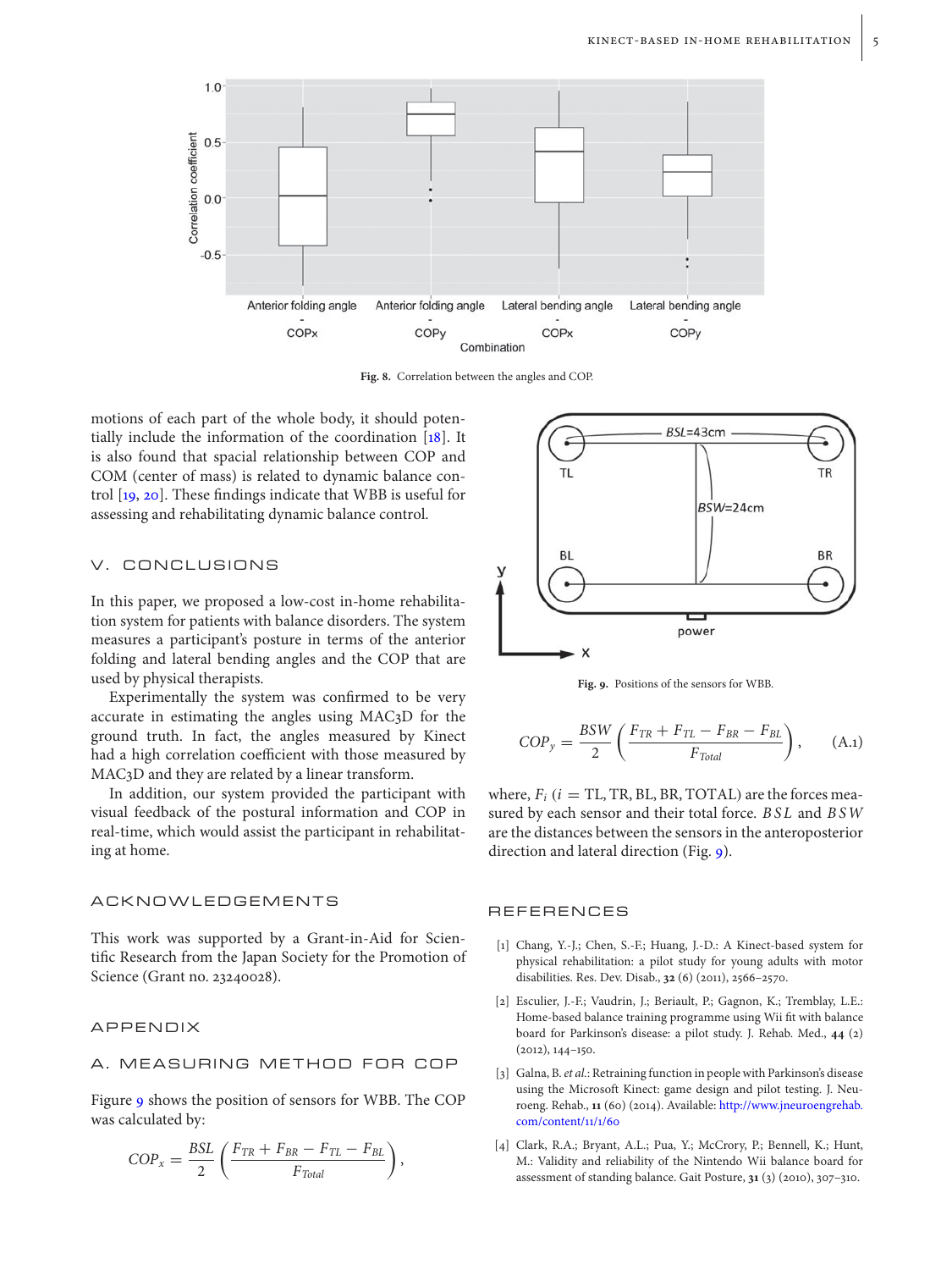Fig. 8. Correlation between the angles and COP.

motions of each part of the whole body, it should potentially include the information of the coordination [18]. It is also found that spacial relationship between COP and COM (center of mass) is related to dynamic balance control [19, 20]. These findings indicate that WBB is useful for assessing and rehabilitating dynamic balance control.

## V. CONCLUSIONS

In this paper, we proposed a low-cost in-home rehabilitation system for patients with balance disorders. The system measures a participant's posture in terms of the anterior folding and lateral bending angles and the COP that are used by physical therapists.

Experimentally the system was confirmed to be very accurate in estimating the angles using MAC3D for the ground truth. In fact, the angles measured by Kinect had a high correlation coefficient with those measured by MAC3D and they are related by a linear transform.

In addition, our system provided the participant with visual feedback of the postural information and COP in real-time, which would assist the participant in rehabilitating at home.

## ACKNOWLEDGEMENTS

This work was supported by a Grant-in-Aid for Scientific Research from the Japan Society for the Promotion of Science (Grant no. 23240028).

## APPENDIX

### A. MEASURING METHOD FOR COP

Figure 9 shows the position of sensors for WBB. The COP was calculated by:

$$COP_x = \frac{BSL}{2}\left(\frac{F_{TR} + F_{BR} - F_{TL} - F_{BL}}{F_{Total}}\right),$$

Fig. 9. Positions of the sensors for WBB.

$$COP_y = \frac{BSW}{2}\left(\frac{F_{TR} + F_{TL} - F_{BR} - F_{BL}}{F_{Total}}\right), \tag{A.1}$$

where, $F_i$ ($i$ = TL, TR, BL, BR, TOTAL) are the forces measured by each sensor and their total force. $BSL$ and $BSW$ are the distances between the sensors in the anteroposterior direction and lateral direction (Fig. 9).

## REFERENCES

[1] Chang, Y.-J.; Chen, S.-F.; Huang, J.-D.: A Kinect-based system for physical rehabilitation: a pilot study for young adults with motor disabilities. Res. Dev. Disab., **32** (6) (2011), 2566–2570.

[2] Esculier, J.-F.; Vaudrin, J.; Beriault, P.; Gagnon, K.; Tremblay, L.E.: Home-based balance training programme using Wii fit with balance board for Parkinson's disease: a pilot study. J. Rehab. Med., **44** (2) (2012), 144–150.

[3] Galna, B. *et al.*: Retraining function in people with Parkinson's disease using the Microsoft Kinect: game design and pilot testing. J. Neuroeng. Rehab., **11** (60) (2014). Available: http://www.jneuroengrehab.com/content/11/1/60

[4] Clark, R.A.; Bryant, A.L.; Pua, Y.; McCrory, P.; Bennell, K.; Hunt, M.: Validity and reliability of the Nintendo Wii balance board for assessment of standing balance. Gait Posture, **31** (3) (2010), 307–310.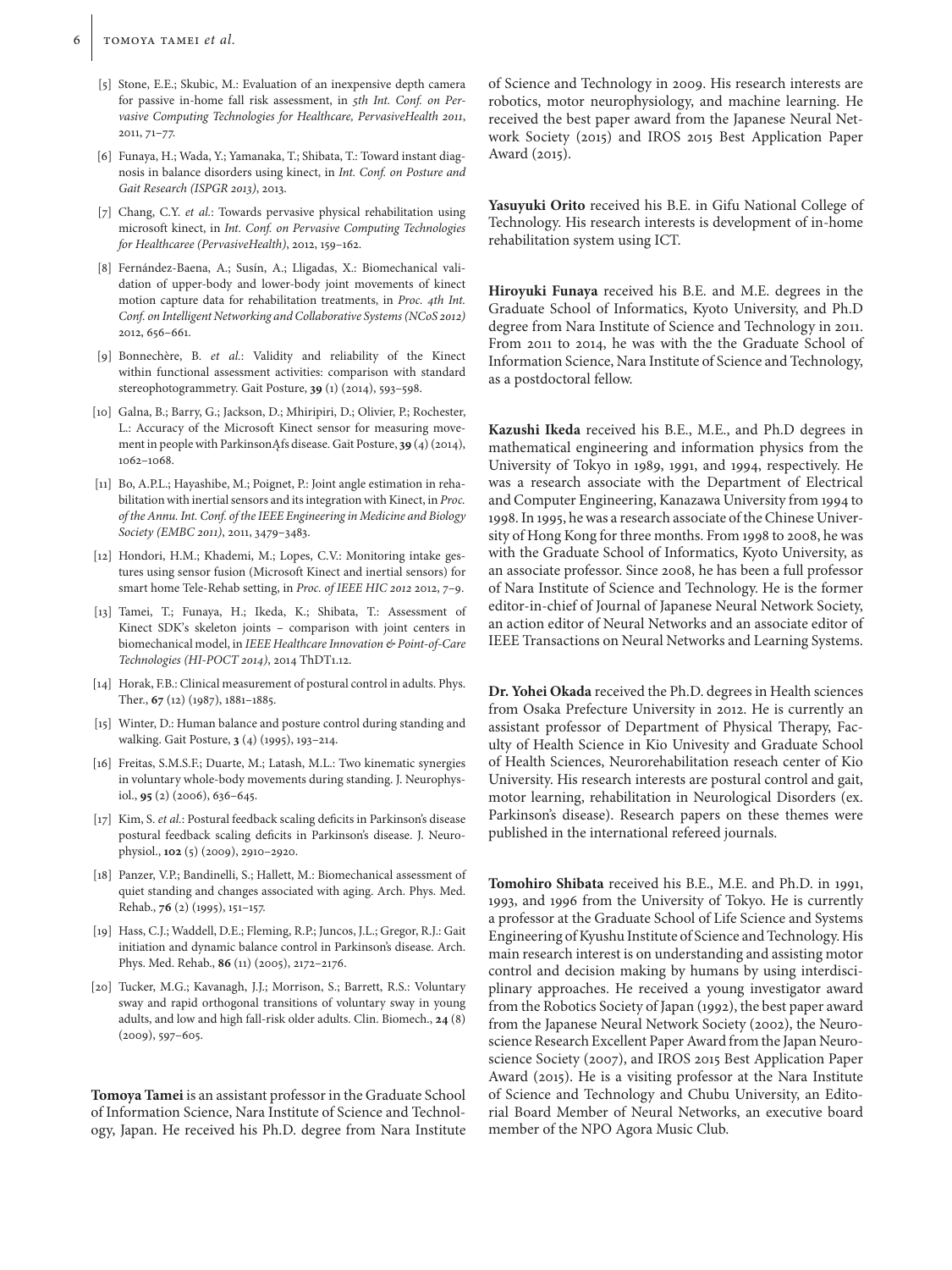[5] Stone, E.E.; Skubic, M.: Evaluation of an inexpensive depth camera for passive in-home fall risk assessment, in *5th Int. Conf. on Pervasive Computing Technologies for Healthcare, PervasiveHealth 2011*, 2011, 71–77.

[6] Funaya, H.; Wada, Y.; Yamanaka, T.; Shibata, T.: Toward instant diagnosis in balance disorders using kinect, in *Int. Conf. on Posture and Gait Research (ISPGR 2013)*, 2013.

[7] Chang, C.Y. *et al.*: Towards pervasive physical rehabilitation using microsoft kinect, in *Int. Conf. on Pervasive Computing Technologies for Healthcaree (PervasiveHealth)*, 2012, 159–162.

[8] Fernández-Baena, A.; Susín, A.; Lligadas, X.: Biomechanical validation of upper-body and lower-body joint movements of kinect motion capture data for rehabilitation treatments, in *Proc. 4th Int. Conf. on Intelligent Networking and Collaborative Systems (NCoS 2012)* 2012, 656–661.

[9] Bonnechère, B. *et al.*: Validity and reliability of the Kinect within functional assessment activities: comparison with standard stereophotogrammetry. Gait Posture, **39** (1) (2014), 593–598.

[10] Galna, B.; Barry, G.; Jackson, D.; Mhiripiri, D.; Olivier, P.; Rochester, L.: Accuracy of the Microsoft Kinect sensor for measuring movement in people with ParkinsonÂfs disease. Gait Posture, **39** (4) (2014), 1062–1068.

[11] Bo, A.P.L.; Hayashibe, M.; Poignet, P.: Joint angle estimation in rehabilitation with inertial sensors and its integration with Kinect, in *Proc. of the Annu. Int. Conf. of the IEEE Engineering in Medicine and Biology Society (EMBC 2011)*, 2011, 3479–3483.

[12] Hondori, H.M.; Khademi, M.; Lopes, C.V.: Monitoring intake gestures using sensor fusion (Microsoft Kinect and inertial sensors) for smart home Tele-Rehab setting, in *Proc. of IEEE HIC 2012* 2012, 7–9.

[13] Tamei, T.; Funaya, H.; Ikeda, K.; Shibata, T.: Assessment of Kinect SDK's skeleton joints – comparison with joint centers in biomechanical model, in *IEEE Healthcare Innovation & Point-of-Care Technologies (HI-POCT 2014)*, 2014 ThDT1.12.

[14] Horak, F.B.: Clinical measurement of postural control in adults. Phys. Ther., **67** (12) (1987), 1881–1885.

[15] Winter, D.: Human balance and posture control during standing and walking. Gait Posture, **3** (4) (1995), 193–214.

[16] Freitas, S.M.S.F.; Duarte, M.; Latash, M.L.: Two kinematic synergies in voluntary whole-body movements during standing. J. Neurophysiol., **95** (2) (2006), 636–645.

[17] Kim, S. *et al.*: Postural feedback scaling deficits in Parkinson's disease postural feedback scaling deficits in Parkinson's disease. J. Neurophysiol., **102** (5) (2009), 2910–2920.

[18] Panzer, V.P.; Bandinelli, S.; Hallett, M.: Biomechanical assessment of quiet standing and changes associated with aging. Arch. Phys. Med. Rehab., **76** (2) (1995), 151–157.

[19] Hass, C.J.; Waddell, D.E.; Fleming, R.P.; Juncos, J.L.; Gregor, R.J.: Gait initiation and dynamic balance control in Parkinson's disease. Arch. Phys. Med. Rehab., **86** (11) (2005), 2172–2176.

[20] Tucker, M.G.; Kavanagh, J.J.; Morrison, S.; Barrett, R.S.: Voluntary sway and rapid orthogonal transitions of voluntary sway in young adults, and low and high fall-risk older adults. Clin. Biomech., **24** (8) (2009), 597–605.

**Tomoya Tamei** is an assistant professor in the Graduate School of Information Science, Nara Institute of Science and Technology, Japan. He received his Ph.D. degree from Nara Institute of Science and Technology in 2009. His research interests are robotics, motor neurophysiology, and machine learning. He received the best paper award from the Japanese Neural Network Society (2015) and IROS 2015 Best Application Paper Award (2015).

**Yasuyuki Orito** received his B.E. in Gifu National College of Technology. His research interests is development of in-home rehabilitation system using ICT.

**Hiroyuki Funaya** received his B.E. and M.E. degrees in the Graduate School of Informatics, Kyoto University, and Ph.D degree from Nara Institute of Science and Technology in 2011. From 2011 to 2014, he was with the the Graduate School of Information Science, Nara Institute of Science and Technology, as a postdoctoral fellow.

**Kazushi Ikeda** received his B.E., M.E., and Ph.D degrees in mathematical engineering and information physics from the University of Tokyo in 1989, 1991, and 1994, respectively. He was a research associate with the Department of Electrical and Computer Engineering, Kanazawa University from 1994 to 1998. In 1995, he was a research associate of the Chinese University of Hong Kong for three months. From 1998 to 2008, he was with the Graduate School of Informatics, Kyoto University, as an associate professor. Since 2008, he has been a full professor of Nara Institute of Science and Technology. He is the former editor-in-chief of Journal of Japanese Neural Network Society, an action editor of Neural Networks and an associate editor of IEEE Transactions on Neural Networks and Learning Systems.

**Dr. Yohei Okada** received the Ph.D. degrees in Health sciences from Osaka Prefecture University in 2012. He is currently an assistant professor of Department of Physical Therapy, Faculty of Health Science in Kio Univesity and Graduate School of Health Sciences, Neurorehabilitation reseach center of Kio University. His research interests are postural control and gait, motor learning, rehabilitation in Neurological Disorders (ex. Parkinson's disease). Research papers on these themes were published in the international refereed journals.

**Tomohiro Shibata** received his B.E., M.E. and Ph.D. in 1991, 1993, and 1996 from the University of Tokyo. He is currently a professor at the Graduate School of Life Science and Systems Engineering of Kyushu Institute of Science and Technology. His main research interest is on understanding and assisting motor control and decision making by humans by using interdisciplinary approaches. He received a young investigator award from the Robotics Society of Japan (1992), the best paper award from the Japanese Neural Network Society (2002), the Neuroscience Research Excellent Paper Award from the Japan Neuroscience Society (2007), and IROS 2015 Best Application Paper Award (2015). He is a visiting professor at the Nara Institute of Science and Technology and Chubu University, an Editorial Board Member of Neural Networks, an executive board member of the NPO Agora Music Club.